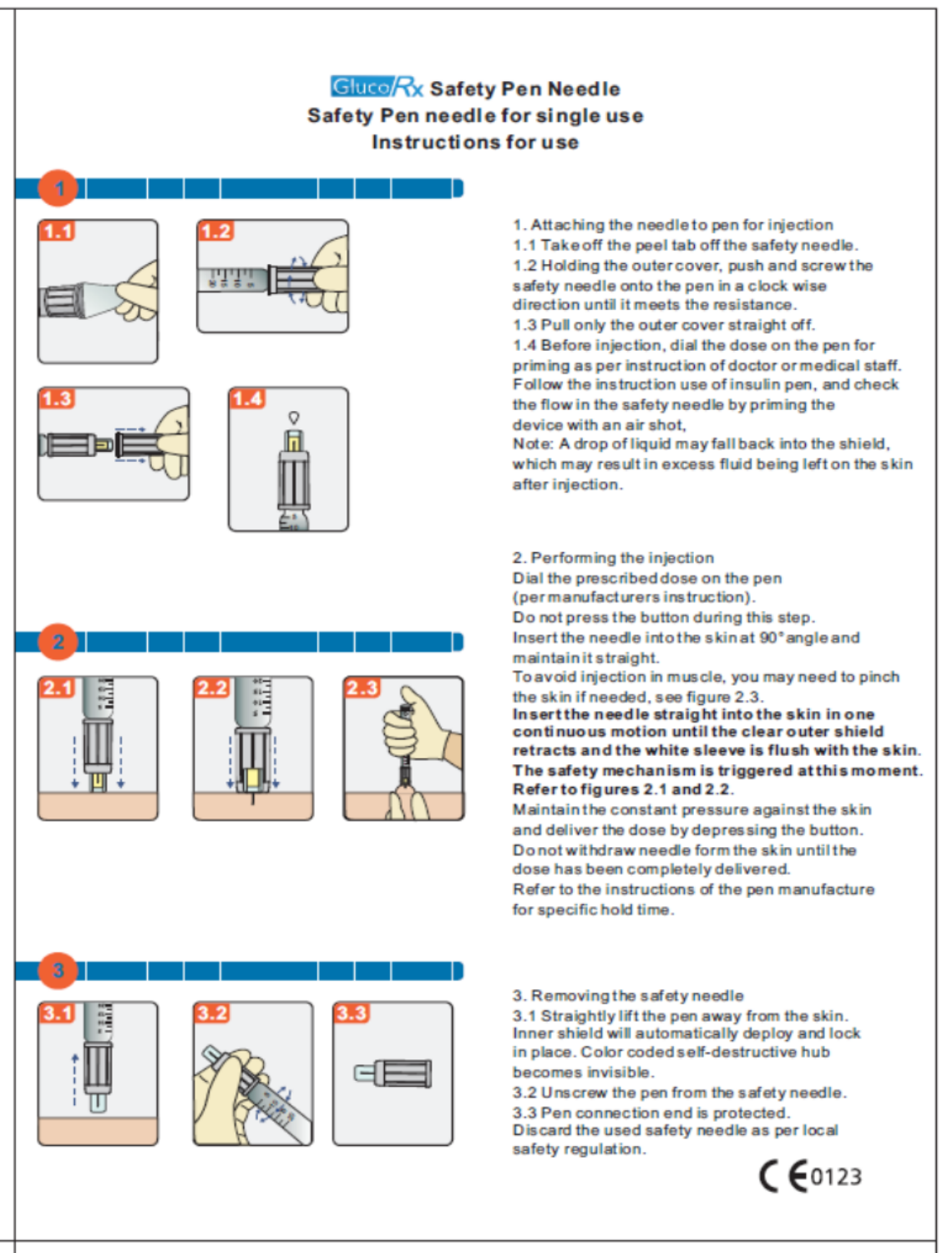# GlucoRx Safety Pen Needle

## Safety Pen needle for single use

## Instructions for use

1. Attaching the needle to pen for injection

1.1 Take off the peel tab off the safety needle.

1.2 Holding the outer cover, push and screw the safety needle onto the pen in a clock wise direction until it meets the resistance.

1.3 Pull only the outer cover straight off.

1.4 Before injection, dial the dose on the pen for priming as per instruction of doctor or medical staff. Follow the instruction use of insulin pen, and check the flow in the safety needle by priming the device with an air shot,

Note: A drop of liquid may fall back into the shield, which may result in excess fluid being left on the skin after injection.

2. Performing the injection

Dial the prescribed dose on the pen (per manufacturers instruction).

Do not press the button during this step.

Insert the needle into the skin at 90° angle and maintain it straight.

To avoid injection in muscle, you may need to pinch the skin if needed, see figure 2.3.

**Insert the needle straight into the skin in one continuous motion until the clear outer shield retracts and the white sleeve is flush with the skin. The safety mechanism is triggered at this moment. Refer to figures 2.1 and 2.2.**

Maintain the constant pressure against the skin and deliver the dose by depressing the button.

Do not withdraw needle form the skin until the dose has been completely delivered.

Refer to the instructions of the pen manufacture for specific hold time.

3. Removing the safety needle

3.1 Straightly lift the pen away from the skin. Inner shield will automatically deploy and lock in place. Color coded self-destructive hub becomes invisible.

3.2 Unscrew the pen from the safety needle.

3.3 Pen connection end is protected.

Discard the used safety needle as per local safety regulation.

CE 0123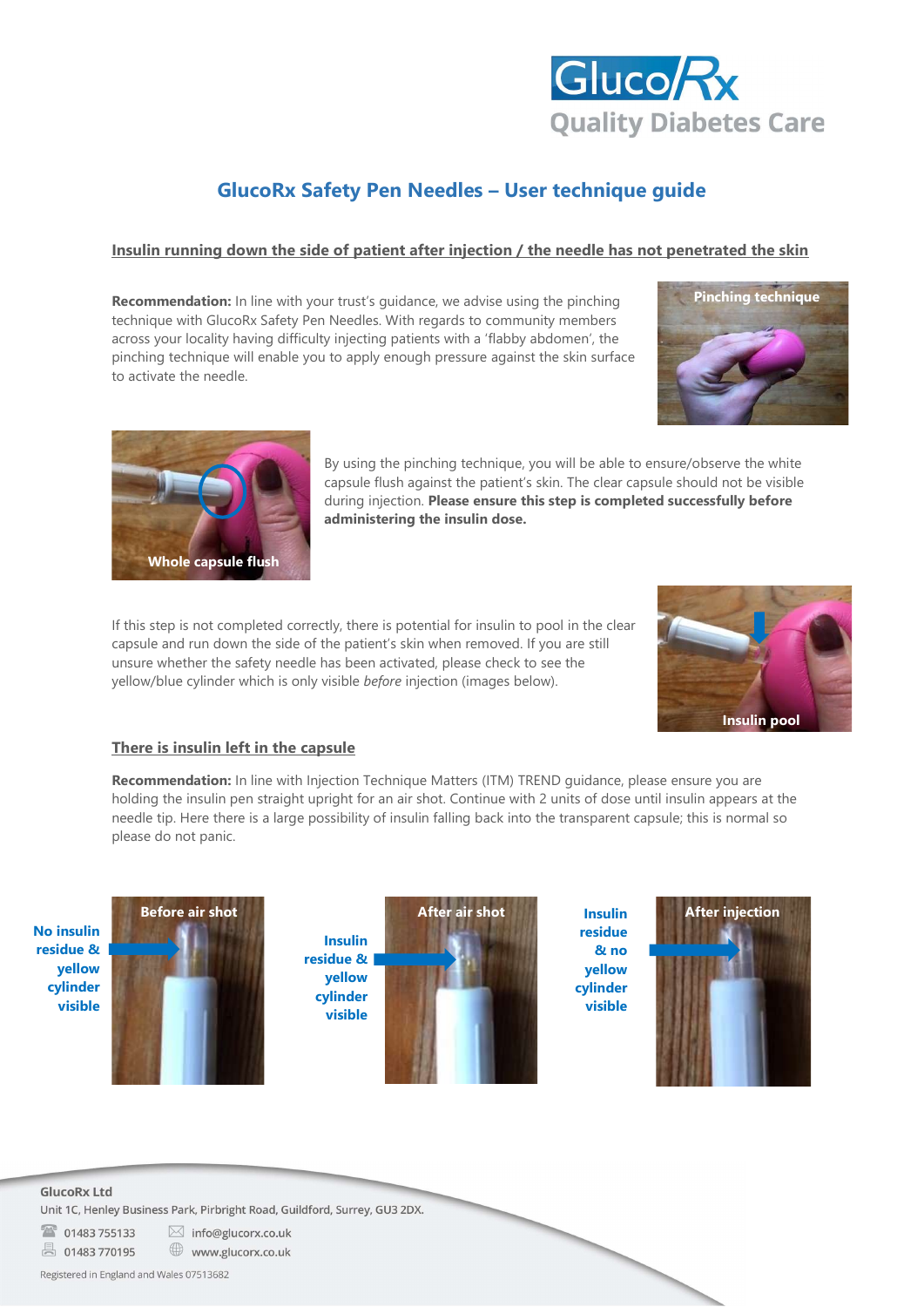# GlucoRx Safety Pen Needles – User technique guide

## Insulin running down the side of patient after injection / the needle has not penetrated the skin

**Recommendation:** In line with your trust's guidance, we advise using the pinching technique with GlucoRx Safety Pen Needles. With regards to community members across your locality having difficulty injecting patients with a 'flabby abdomen', the pinching technique will enable you to apply enough pressure against the skin surface to activate the needle.

Pinching technique

Whole capsule flush

By using the pinching technique, you will be able to ensure/observe the white capsule flush against the patient's skin. The clear capsule should not be visible during injection. **Please ensure this step is completed successfully before administering the insulin dose.**

If this step is not completed correctly, there is potential for insulin to pool in the clear capsule and run down the side of the patient's skin when removed. If you are still unsure whether the safety needle has been activated, please check to see the yellow/blue cylinder which is only visible *before* injection (images below).

Insulin pool

## There is insulin left in the capsule

**Recommendation:** In line with Injection Technique Matters (ITM) TREND guidance, please ensure you are holding the insulin pen straight upright for an air shot. Continue with 2 units of dose until insulin appears at the needle tip. Here there is a large possibility of insulin falling back into the transparent capsule; this is normal so please do not panic.

**No insulin residue & yellow cylinder visible** – Before air shot

**Insulin residue & yellow cylinder visible** – After air shot

**Insulin residue & no yellow cylinder visible** – After injection

GlucoRx Ltd
Unit 1C, Henley Business Park, Pirbright Road, Guildford, Surrey, GU3 2DX.
01483 755133 info@glucorx.co.uk
01483 770195 www.glucorx.co.uk
Registered in England and Wales 07513682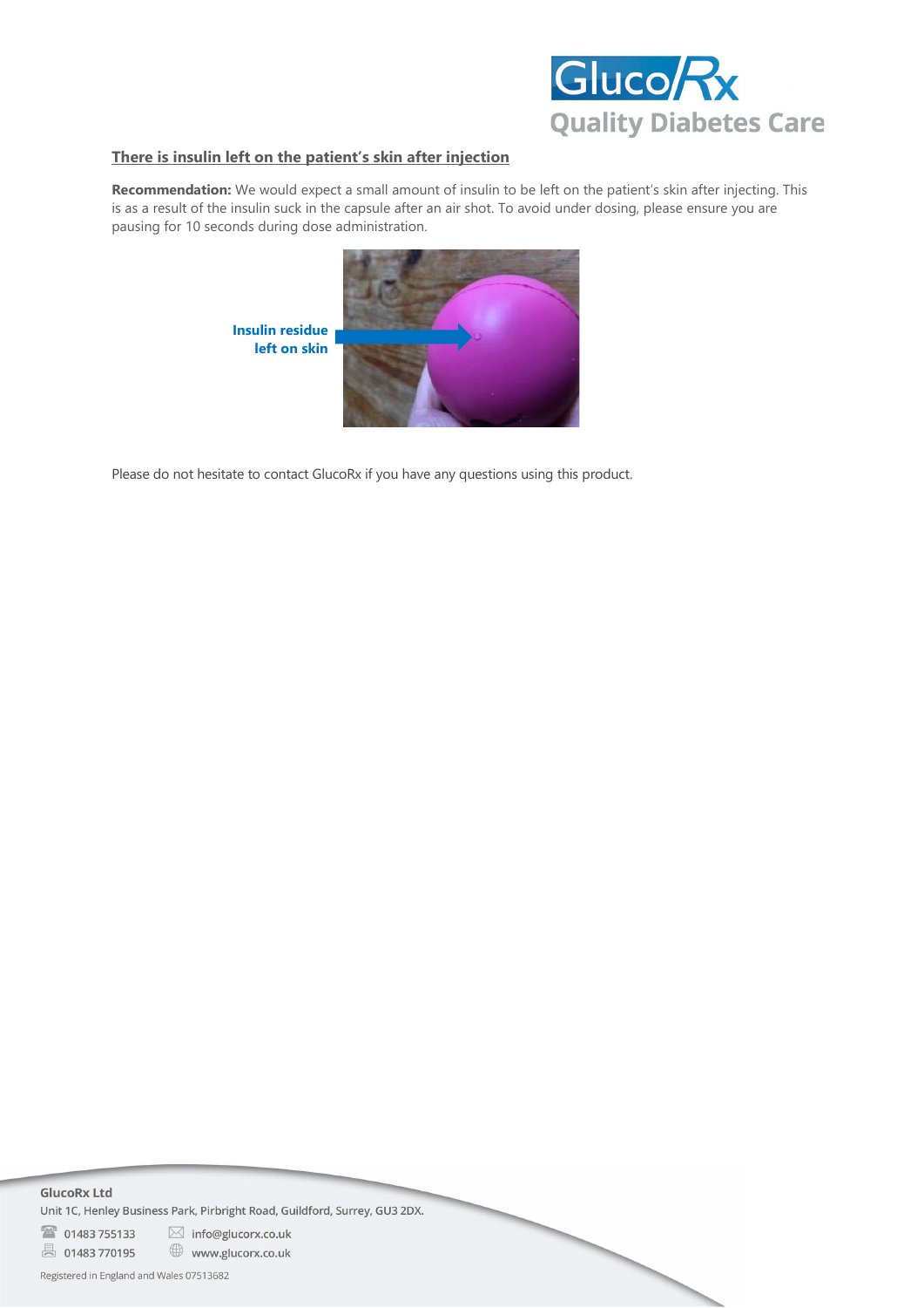## There is insulin left on the patient's skin after injection

**Recommendation:** We would expect a small amount of insulin to be left on the patient's skin after injecting. This is as a result of the insulin suck in the capsule after an air shot. To avoid under dosing, please ensure you are pausing for 10 seconds during dose administration.

Insulin residue left on skin

Please do not hesitate to contact GlucoRx if you have any questions using this product.

**GlucoRx Ltd**
Unit 1C, Henley Business Park, Pirbright Road, Guildford, Surrey, GU3 2DX.
01483 755133    info@glucorx.co.uk
01483 770195    www.glucorx.co.uk
Registered in England and Wales 07513682